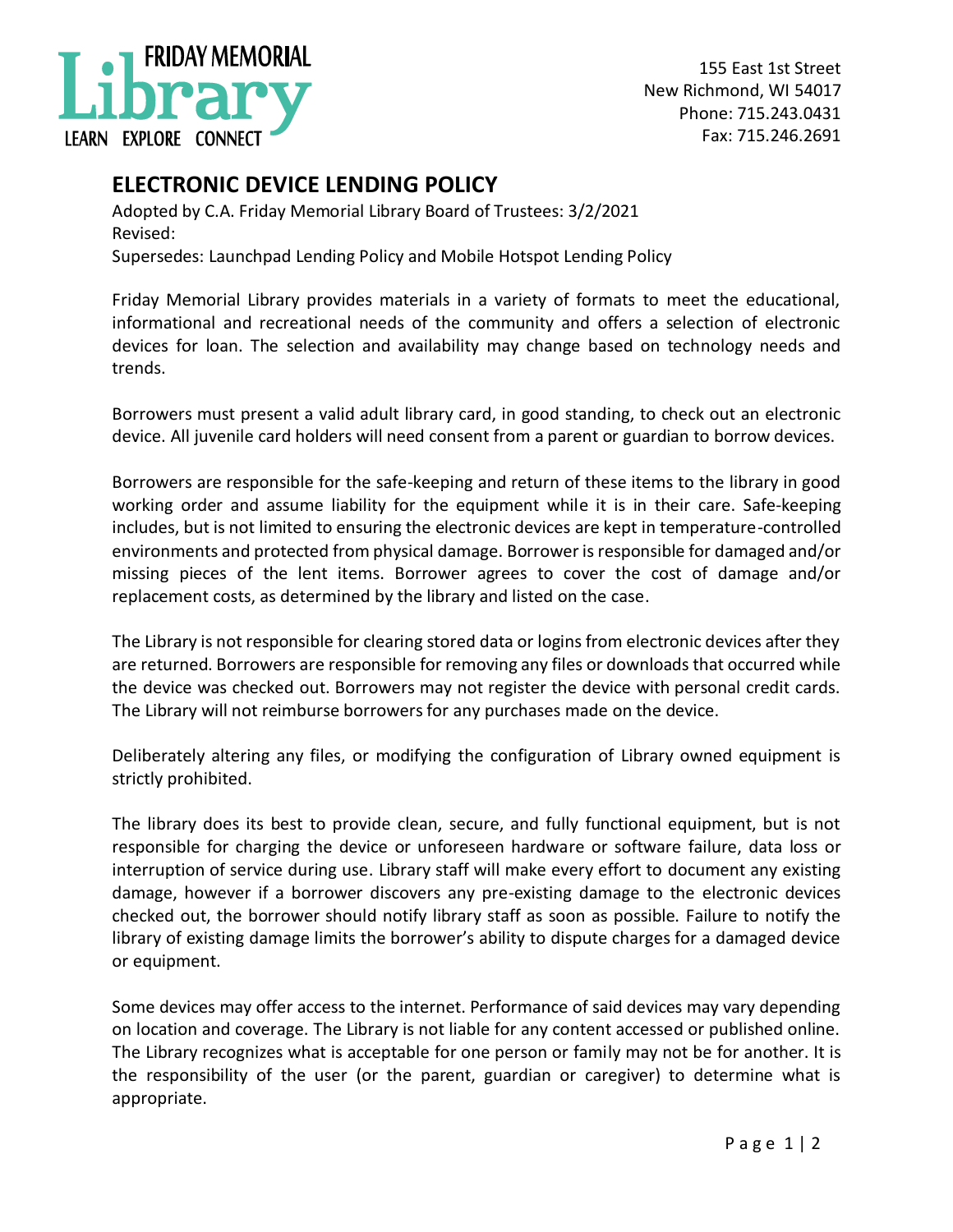FRIDAY MEMORIAL
Library
LEARN EXPLORE CONNECT

155 East 1st Street
New Richmond, WI 54017
Phone: 715.243.0431
Fax: 715.246.2691

# ELECTRONIC DEVICE LENDING POLICY

Adopted by C.A. Friday Memorial Library Board of Trustees: 3/2/2021
Revised:
Supersedes: Launchpad Lending Policy and Mobile Hotspot Lending Policy

Friday Memorial Library provides materials in a variety of formats to meet the educational, informational and recreational needs of the community and offers a selection of electronic devices for loan. The selection and availability may change based on technology needs and trends.

Borrowers must present a valid adult library card, in good standing, to check out an electronic device. All juvenile card holders will need consent from a parent or guardian to borrow devices.

Borrowers are responsible for the safe-keeping and return of these items to the library in good working order and assume liability for the equipment while it is in their care. Safe-keeping includes, but is not limited to ensuring the electronic devices are kept in temperature-controlled environments and protected from physical damage. Borrower is responsible for damaged and/or missing pieces of the lent items. Borrower agrees to cover the cost of damage and/or replacement costs, as determined by the library and listed on the case.

The Library is not responsible for clearing stored data or logins from electronic devices after they are returned. Borrowers are responsible for removing any files or downloads that occurred while the device was checked out. Borrowers may not register the device with personal credit cards. The Library will not reimburse borrowers for any purchases made on the device.

Deliberately altering any files, or modifying the configuration of Library owned equipment is strictly prohibited.

The library does its best to provide clean, secure, and fully functional equipment, but is not responsible for charging the device or unforeseen hardware or software failure, data loss or interruption of service during use. Library staff will make every effort to document any existing damage, however if a borrower discovers any pre-existing damage to the electronic devices checked out, the borrower should notify library staff as soon as possible. Failure to notify the library of existing damage limits the borrower's ability to dispute charges for a damaged device or equipment.

Some devices may offer access to the internet. Performance of said devices may vary depending on location and coverage. The Library is not liable for any content accessed or published online. The Library recognizes what is acceptable for one person or family may not be for another. It is the responsibility of the user (or the parent, guardian or caregiver) to determine what is appropriate.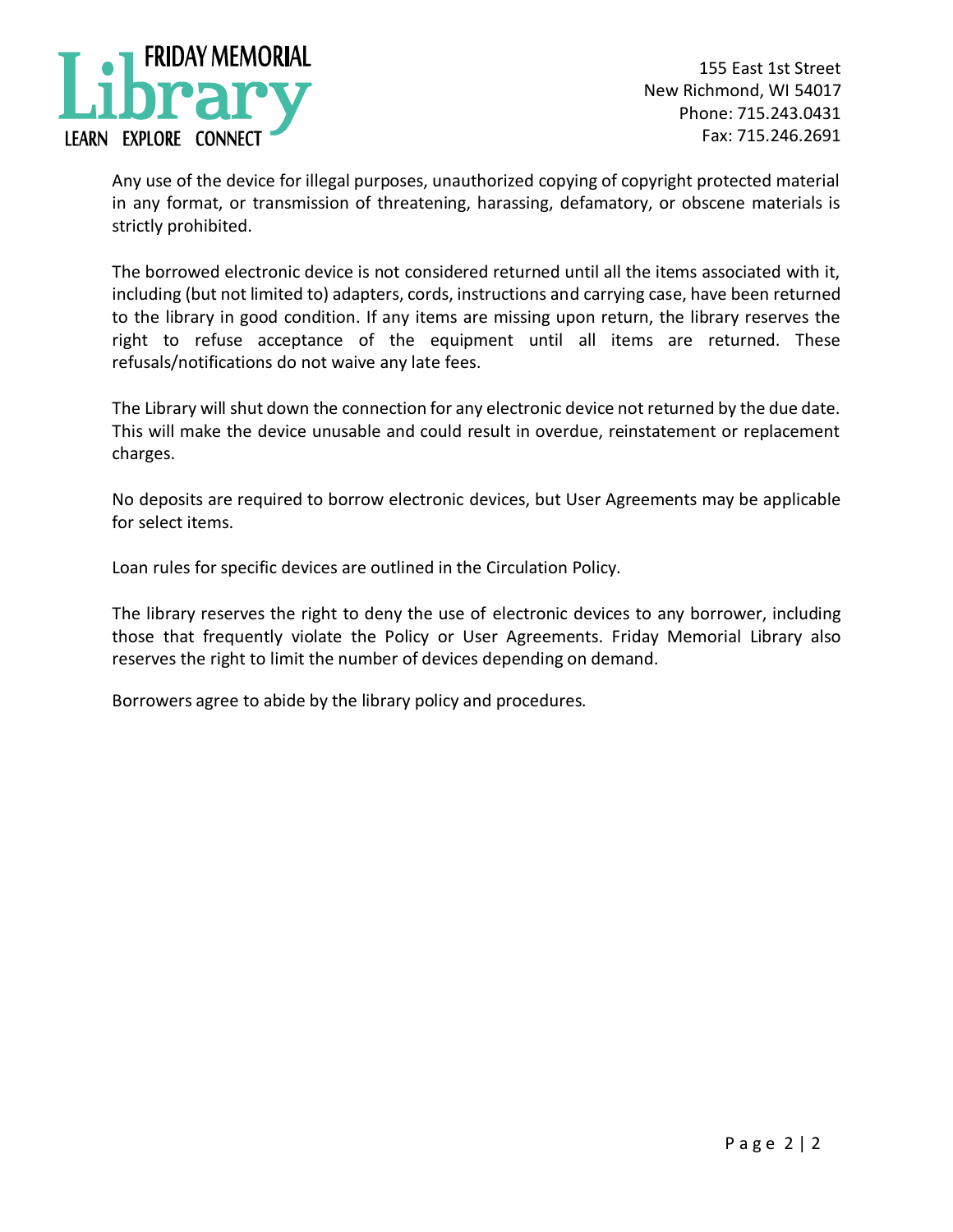Any use of the device for illegal purposes, unauthorized copying of copyright protected material in any format, or transmission of threatening, harassing, defamatory, or obscene materials is strictly prohibited.

The borrowed electronic device is not considered returned until all the items associated with it, including (but not limited to) adapters, cords, instructions and carrying case, have been returned to the library in good condition. If any items are missing upon return, the library reserves the right to refuse acceptance of the equipment until all items are returned. These refusals/notifications do not waive any late fees.

The Library will shut down the connection for any electronic device not returned by the due date. This will make the device unusable and could result in overdue, reinstatement or replacement charges.

No deposits are required to borrow electronic devices, but User Agreements may be applicable for select items.

Loan rules for specific devices are outlined in the Circulation Policy.

The library reserves the right to deny the use of electronic devices to any borrower, including those that frequently violate the Policy or User Agreements. Friday Memorial Library also reserves the right to limit the number of devices depending on demand.

Borrowers agree to abide by the library policy and procedures.